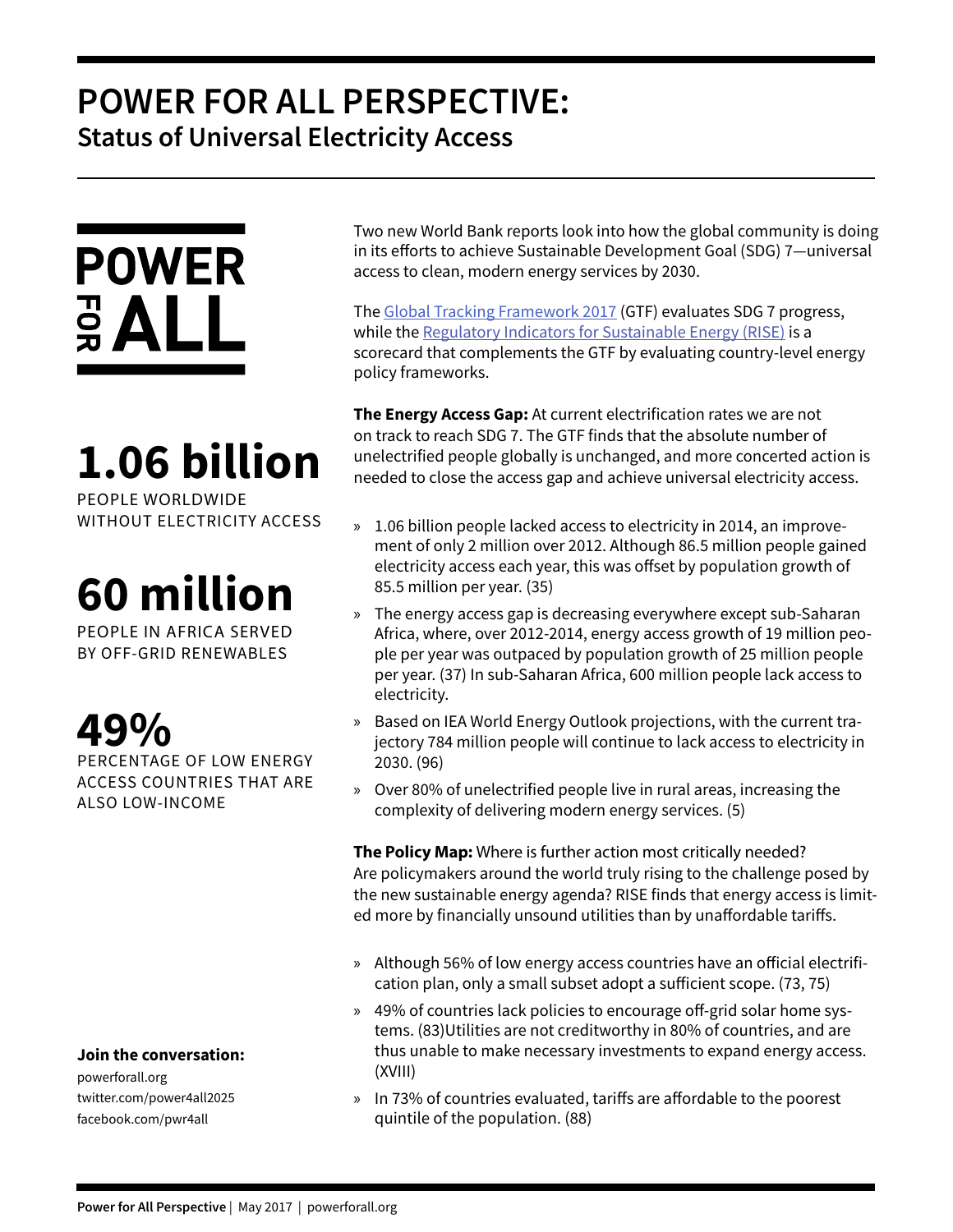# POWER FOR ALL PERSPECTIVE:

## Status of Universal Electricity Access

POWER FOR ALL

**1.06 billion**
PEOPLE WORLDWIDE WITHOUT ELECTRICITY ACCESS

**60 million**
PEOPLE IN AFRICA SERVED BY OFF-GRID RENEWABLES

**49%**
PERCENTAGE OF LOW ENERGY ACCESS COUNTRIES THAT ARE ALSO LOW-INCOME

**Join the conversation:**
powerforall.org
twitter.com/power4all2025
facebook.com/pwr4all

Two new World Bank reports look into how the global community is doing in its efforts to achieve Sustainable Development Goal (SDG) 7—universal access to clean, modern energy services by 2030.

The Global Tracking Framework 2017 (GTF) evaluates SDG 7 progress, while the Regulatory Indicators for Sustainable Energy (RISE) is a scorecard that complements the GTF by evaluating country-level energy policy frameworks.

**The Energy Access Gap:** At current electrification rates we are not on track to reach SDG 7. The GTF finds that the absolute number of unelectrified people globally is unchanged, and more concerted action is needed to close the access gap and achieve universal electricity access.

- 1.06 billion people lacked access to electricity in 2014, an improvement of only 2 million over 2012. Although 86.5 million people gained electricity access each year, this was offset by population growth of 85.5 million per year. (35)
- The energy access gap is decreasing everywhere except sub-Saharan Africa, where, over 2012-2014, energy access growth of 19 million people per year was outpaced by population growth of 25 million people per year. (37) In sub-Saharan Africa, 600 million people lack access to electricity.
- Based on IEA World Energy Outlook projections, with the current trajectory 784 million people will continue to lack access to electricity in 2030. (96)
- Over 80% of unelectrified people live in rural areas, increasing the complexity of delivering modern energy services. (5)

**The Policy Map:** Where is further action most critically needed? Are policymakers around the world truly rising to the challenge posed by the new sustainable energy agenda? RISE finds that energy access is limited more by financially unsound utilities than by unaffordable tariffs.

- Although 56% of low energy access countries have an official electrification plan, only a small subset adopt a sufficient scope. (73, 75)
- 49% of countries lack policies to encourage off-grid solar home systems. (83)Utilities are not creditworthy in 80% of countries, and are thus unable to make necessary investments to expand energy access. (XVIII)
- In 73% of countries evaluated, tariffs are affordable to the poorest quintile of the population. (88)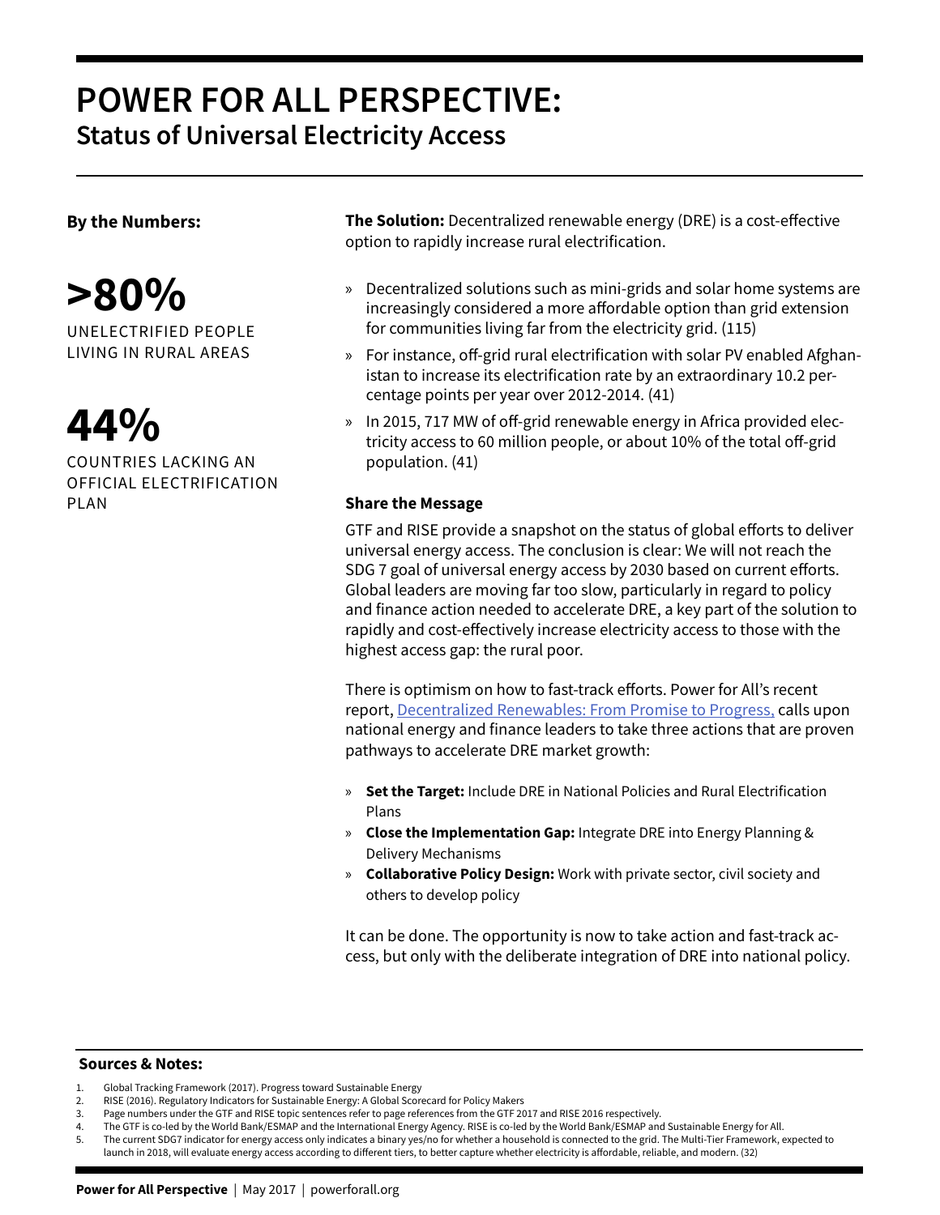# POWER FOR ALL PERSPECTIVE:

## Status of Universal Electricity Access

**By the Numbers:**

**>80%**

UNELECTRIFIED PEOPLE LIVING IN RURAL AREAS

**44%**

COUNTRIES LACKING AN OFFICIAL ELECTRIFICATION PLAN

**The Solution:** Decentralized renewable energy (DRE) is a cost-effective option to rapidly increase rural electrification.

» Decentralized solutions such as mini-grids and solar home systems are increasingly considered a more affordable option than grid extension for communities living far from the electricity grid. (115)

» For instance, off-grid rural electrification with solar PV enabled Afghanistan to increase its electrification rate by an extraordinary 10.2 percentage points per year over 2012-2014. (41)

» In 2015, 717 MW of off-grid renewable energy in Africa provided electricity access to 60 million people, or about 10% of the total off-grid population. (41)

**Share the Message**

GTF and RISE provide a snapshot on the status of global efforts to deliver universal energy access. The conclusion is clear: We will not reach the SDG 7 goal of universal energy access by 2030 based on current efforts. Global leaders are moving far too slow, particularly in regard to policy and finance action needed to accelerate DRE, a key part of the solution to rapidly and cost-effectively increase electricity access to those with the highest access gap: the rural poor.

There is optimism on how to fast-track efforts. Power for All's recent report, Decentralized Renewables: From Promise to Progress, calls upon national energy and finance leaders to take three actions that are proven pathways to accelerate DRE market growth:

» **Set the Target:** Include DRE in National Policies and Rural Electrification Plans

» **Close the Implementation Gap:** Integrate DRE into Energy Planning & Delivery Mechanisms

» **Collaborative Policy Design:** Work with private sector, civil society and others to develop policy

It can be done. The opportunity is now to take action and fast-track access, but only with the deliberate integration of DRE into national policy.

**Sources & Notes:**

1. Global Tracking Framework (2017). Progress toward Sustainable Energy
2. RISE (2016). Regulatory Indicators for Sustainable Energy: A Global Scorecard for Policy Makers
3. Page numbers under the GTF and RISE topic sentences refer to page references from the GTF 2017 and RISE 2016 respectively.
4. The GTF is co-led by the World Bank/ESMAP and the International Energy Agency. RISE is co-led by the World Bank/ESMAP and Sustainable Energy for All.
5. The current SDG7 indicator for energy access only indicates a binary yes/no for whether a household is connected to the grid. The Multi-Tier Framework, expected to launch in 2018, will evaluate energy access according to different tiers, to better capture whether electricity is affordable, reliable, and modern. (32)

**Power for All Perspective** | May 2017 | powerforall.org